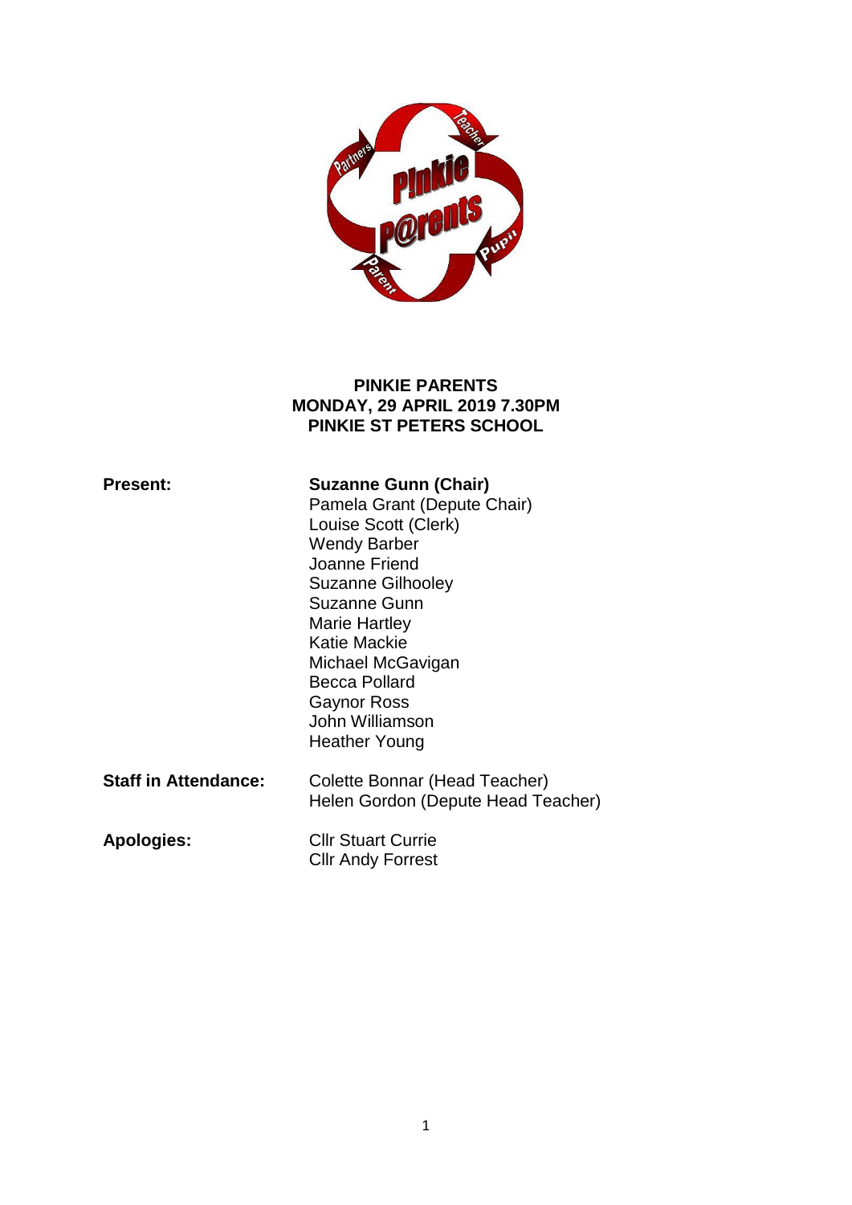**PINKIE PARENTS**
**MONDAY, 29 APRIL 2019 7.30PM**
**PINKIE ST PETERS SCHOOL**

**Present:**

**Suzanne Gunn (Chair)**
Pamela Grant (Depute Chair)
Louise Scott (Clerk)
Wendy Barber
Joanne Friend
Suzanne Gilhooley
Suzanne Gunn
Marie Hartley
Katie Mackie
Michael McGavigan
Becca Pollard
Gaynor Ross
John Williamson
Heather Young

**Staff in Attendance:**

Colette Bonnar (Head Teacher)
Helen Gordon (Depute Head Teacher)

**Apologies:**

Cllr Stuart Currie
Cllr Andy Forrest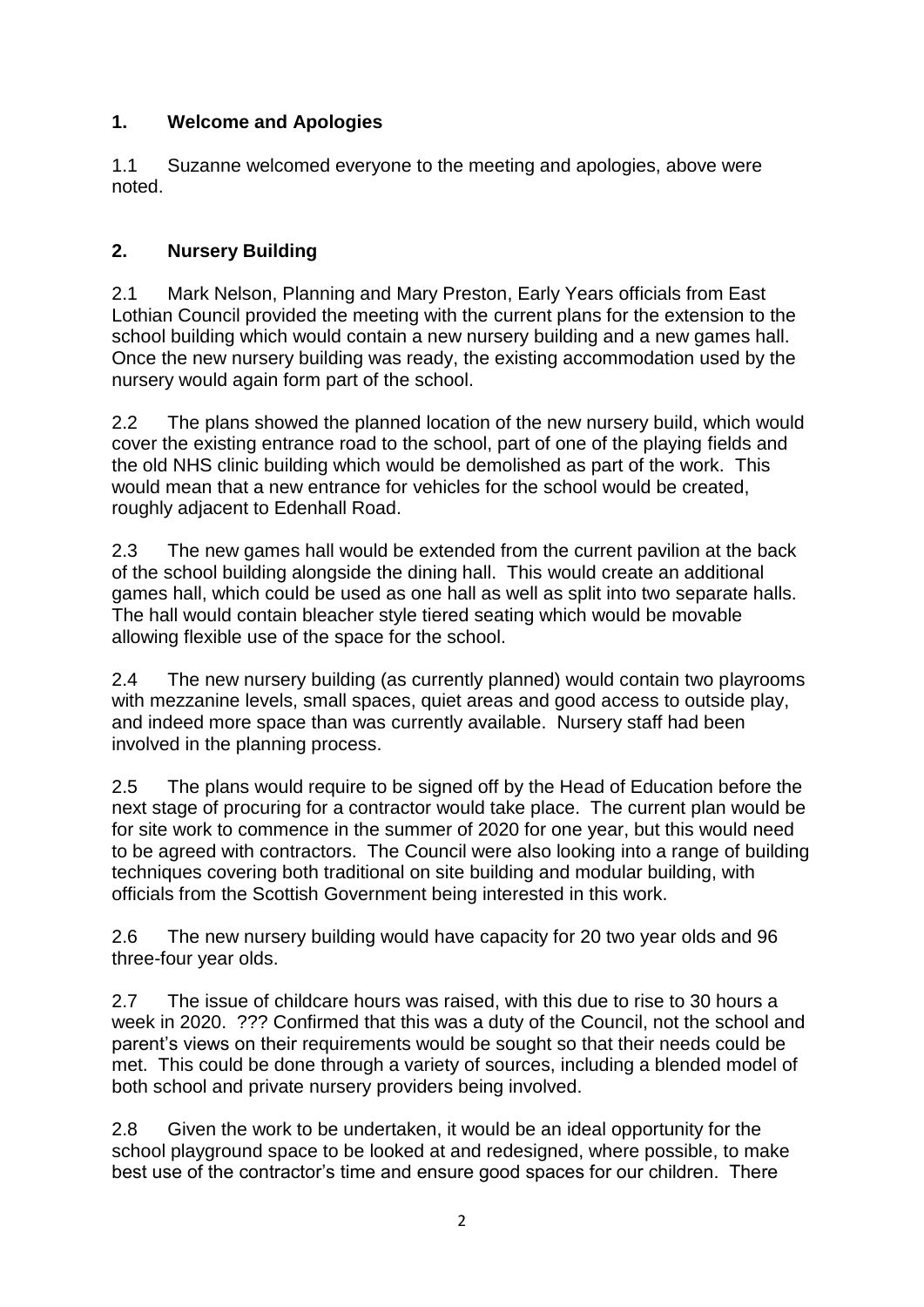## 1. Welcome and Apologies

1.1 Suzanne welcomed everyone to the meeting and apologies, above were noted.

## 2. Nursery Building

2.1 Mark Nelson, Planning and Mary Preston, Early Years officials from East Lothian Council provided the meeting with the current plans for the extension to the school building which would contain a new nursery building and a new games hall. Once the new nursery building was ready, the existing accommodation used by the nursery would again form part of the school.

2.2 The plans showed the planned location of the new nursery build, which would cover the existing entrance road to the school, part of one of the playing fields and the old NHS clinic building which would be demolished as part of the work. This would mean that a new entrance for vehicles for the school would be created, roughly adjacent to Edenhall Road.

2.3 The new games hall would be extended from the current pavilion at the back of the school building alongside the dining hall. This would create an additional games hall, which could be used as one hall as well as split into two separate halls. The hall would contain bleacher style tiered seating which would be movable allowing flexible use of the space for the school.

2.4 The new nursery building (as currently planned) would contain two playrooms with mezzanine levels, small spaces, quiet areas and good access to outside play, and indeed more space than was currently available. Nursery staff had been involved in the planning process.

2.5 The plans would require to be signed off by the Head of Education before the next stage of procuring for a contractor would take place. The current plan would be for site work to commence in the summer of 2020 for one year, but this would need to be agreed with contractors. The Council were also looking into a range of building techniques covering both traditional on site building and modular building, with officials from the Scottish Government being interested in this work.

2.6 The new nursery building would have capacity for 20 two year olds and 96 three-four year olds.

2.7 The issue of childcare hours was raised, with this due to rise to 30 hours a week in 2020. ??? Confirmed that this was a duty of the Council, not the school and parent's views on their requirements would be sought so that their needs could be met. This could be done through a variety of sources, including a blended model of both school and private nursery providers being involved.

2.8 Given the work to be undertaken, it would be an ideal opportunity for the school playground space to be looked at and redesigned, where possible, to make best use of the contractor's time and ensure good spaces for our children. There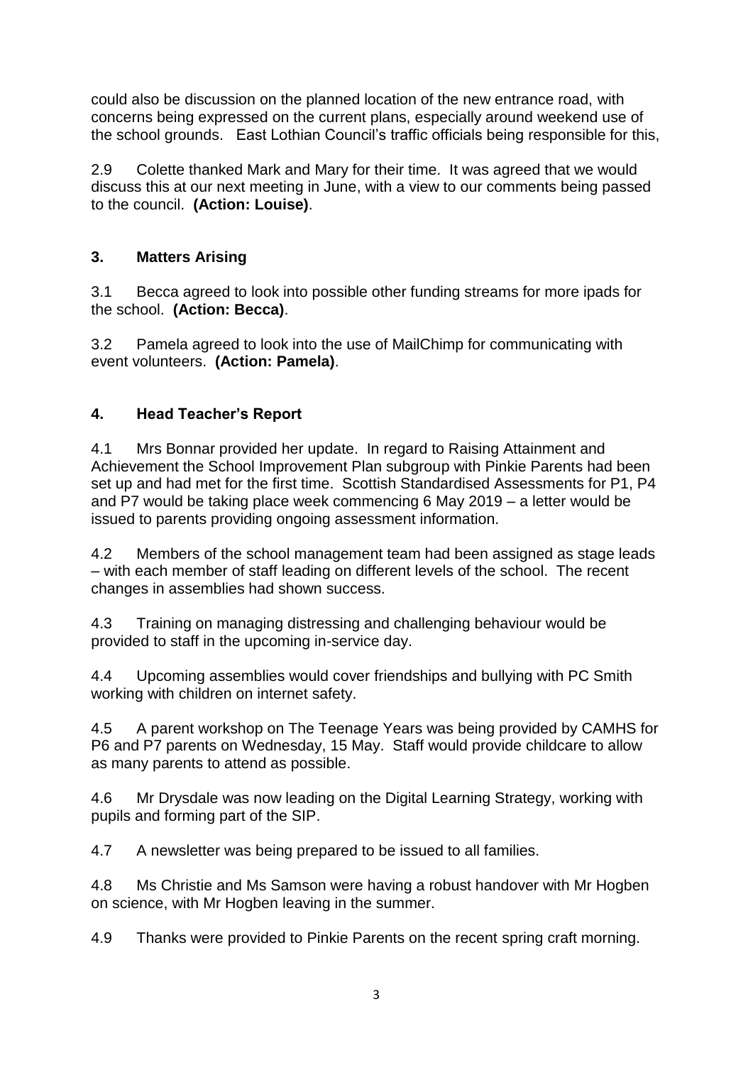could also be discussion on the planned location of the new entrance road, with concerns being expressed on the current plans, especially around weekend use of the school grounds. East Lothian Council's traffic officials being responsible for this,

2.9 Colette thanked Mark and Mary for their time. It was agreed that we would discuss this at our next meeting in June, with a view to our comments being passed to the council. **(Action: Louise)**.

## 3. Matters Arising

3.1 Becca agreed to look into possible other funding streams for more ipads for the school. **(Action: Becca)**.

3.2 Pamela agreed to look into the use of MailChimp for communicating with event volunteers. **(Action: Pamela)**.

## 4. Head Teacher's Report

4.1 Mrs Bonnar provided her update. In regard to Raising Attainment and Achievement the School Improvement Plan subgroup with Pinkie Parents had been set up and had met for the first time. Scottish Standardised Assessments for P1, P4 and P7 would be taking place week commencing 6 May 2019 – a letter would be issued to parents providing ongoing assessment information.

4.2 Members of the school management team had been assigned as stage leads – with each member of staff leading on different levels of the school. The recent changes in assemblies had shown success.

4.3 Training on managing distressing and challenging behaviour would be provided to staff in the upcoming in-service day.

4.4 Upcoming assemblies would cover friendships and bullying with PC Smith working with children on internet safety.

4.5 A parent workshop on The Teenage Years was being provided by CAMHS for P6 and P7 parents on Wednesday, 15 May. Staff would provide childcare to allow as many parents to attend as possible.

4.6 Mr Drysdale was now leading on the Digital Learning Strategy, working with pupils and forming part of the SIP.

4.7 A newsletter was being prepared to be issued to all families.

4.8 Ms Christie and Ms Samson were having a robust handover with Mr Hogben on science, with Mr Hogben leaving in the summer.

4.9 Thanks were provided to Pinkie Parents on the recent spring craft morning.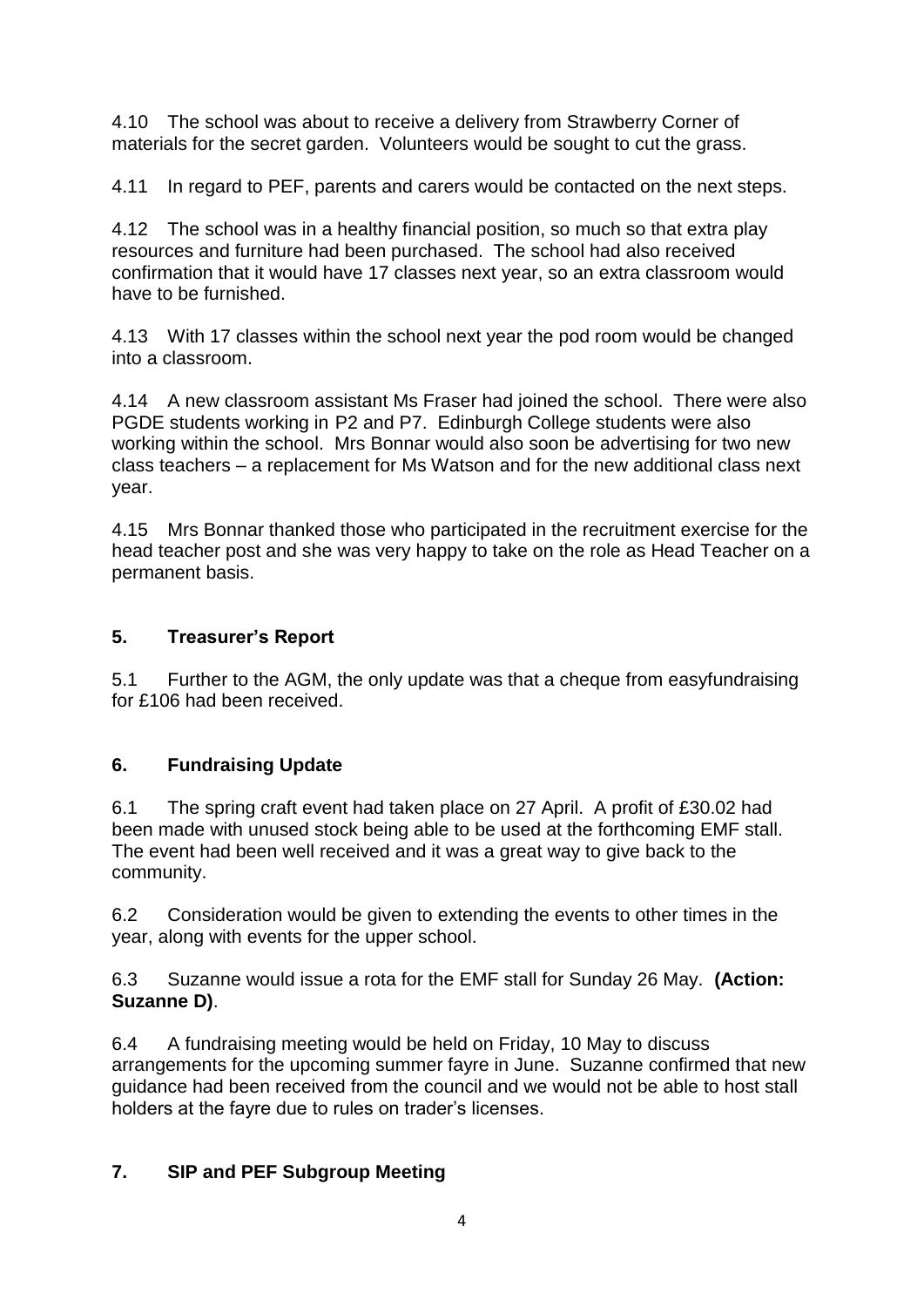4.10 The school was about to receive a delivery from Strawberry Corner of materials for the secret garden. Volunteers would be sought to cut the grass.

4.11 In regard to PEF, parents and carers would be contacted on the next steps.

4.12 The school was in a healthy financial position, so much so that extra play resources and furniture had been purchased. The school had also received confirmation that it would have 17 classes next year, so an extra classroom would have to be furnished.

4.13 With 17 classes within the school next year the pod room would be changed into a classroom.

4.14 A new classroom assistant Ms Fraser had joined the school. There were also PGDE students working in P2 and P7. Edinburgh College students were also working within the school. Mrs Bonnar would also soon be advertising for two new class teachers – a replacement for Ms Watson and for the new additional class next year.

4.15 Mrs Bonnar thanked those who participated in the recruitment exercise for the head teacher post and she was very happy to take on the role as Head Teacher on a permanent basis.

## 5. Treasurer's Report

5.1 Further to the AGM, the only update was that a cheque from easyfundraising for £106 had been received.

## 6. Fundraising Update

6.1 The spring craft event had taken place on 27 April. A profit of £30.02 had been made with unused stock being able to be used at the forthcoming EMF stall. The event had been well received and it was a great way to give back to the community.

6.2 Consideration would be given to extending the events to other times in the year, along with events for the upper school.

6.3 Suzanne would issue a rota for the EMF stall for Sunday 26 May. **(Action: Suzanne D)**.

6.4 A fundraising meeting would be held on Friday, 10 May to discuss arrangements for the upcoming summer fayre in June. Suzanne confirmed that new guidance had been received from the council and we would not be able to host stall holders at the fayre due to rules on trader's licenses.

## 7. SIP and PEF Subgroup Meeting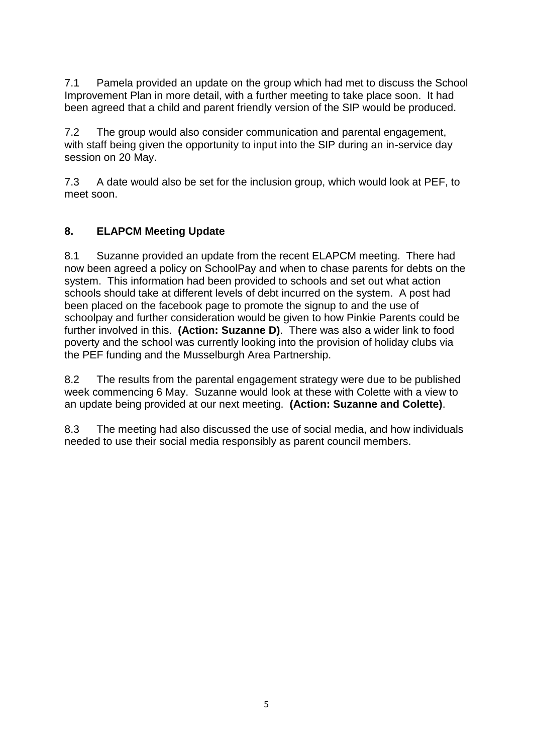7.1 Pamela provided an update on the group which had met to discuss the School Improvement Plan in more detail, with a further meeting to take place soon. It had been agreed that a child and parent friendly version of the SIP would be produced.

7.2 The group would also consider communication and parental engagement, with staff being given the opportunity to input into the SIP during an in-service day session on 20 May.

7.3 A date would also be set for the inclusion group, which would look at PEF, to meet soon.

## 8. ELAPCM Meeting Update

8.1 Suzanne provided an update from the recent ELAPCM meeting. There had now been agreed a policy on SchoolPay and when to chase parents for debts on the system. This information had been provided to schools and set out what action schools should take at different levels of debt incurred on the system. A post had been placed on the facebook page to promote the signup to and the use of schoolpay and further consideration would be given to how Pinkie Parents could be further involved in this. **(Action: Suzanne D)**. There was also a wider link to food poverty and the school was currently looking into the provision of holiday clubs via the PEF funding and the Musselburgh Area Partnership.

8.2 The results from the parental engagement strategy were due to be published week commencing 6 May. Suzanne would look at these with Colette with a view to an update being provided at our next meeting. **(Action: Suzanne and Colette)**.

8.3 The meeting had also discussed the use of social media, and how individuals needed to use their social media responsibly as parent council members.